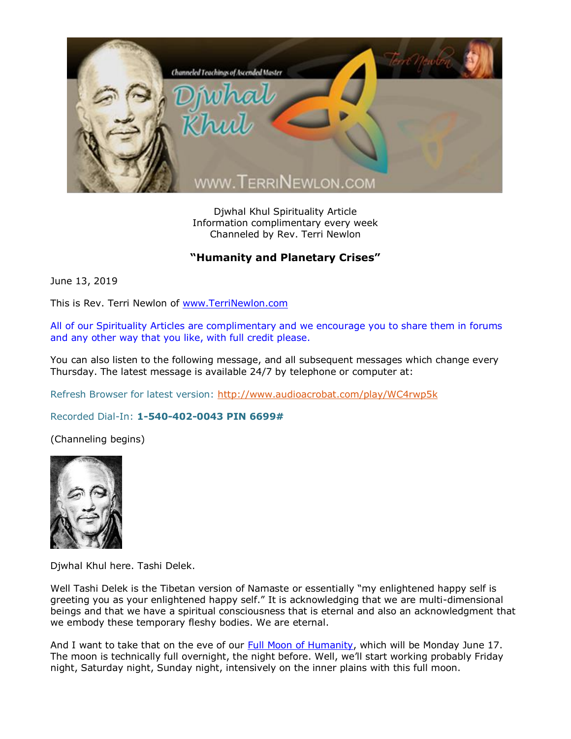Djwhal Khul Spirituality Article
Information complimentary every week
Channeled by Rev. Terri Newlon

## "Humanity and Planetary Crises"

June 13, 2019

This is Rev. Terri Newlon of www.TerriNewlon.com

All of our Spirituality Articles are complimentary and we encourage you to share them in forums and any other way that you like, with full credit please.

You can also listen to the following message, and all subsequent messages which change every Thursday. The latest message is available 24/7 by telephone or computer at:

Refresh Browser for latest version: http://www.audioacrobat.com/play/WC4rwp5k

Recorded Dial-In: **1-540-402-0043 PIN 6699#**

(Channeling begins)

Djwhal Khul here. Tashi Delek.

Well Tashi Delek is the Tibetan version of Namaste or essentially "my enlightened happy self is greeting you as your enlightened happy self." It is acknowledging that we are multi-dimensional beings and that we have a spiritual consciousness that is eternal and also an acknowledgment that we embody these temporary fleshy bodies. We are eternal.

And I want to take that on the eve of our Full Moon of Humanity, which will be Monday June 17. The moon is technically full overnight, the night before. Well, we'll start working probably Friday night, Saturday night, Sunday night, intensively on the inner plains with this full moon.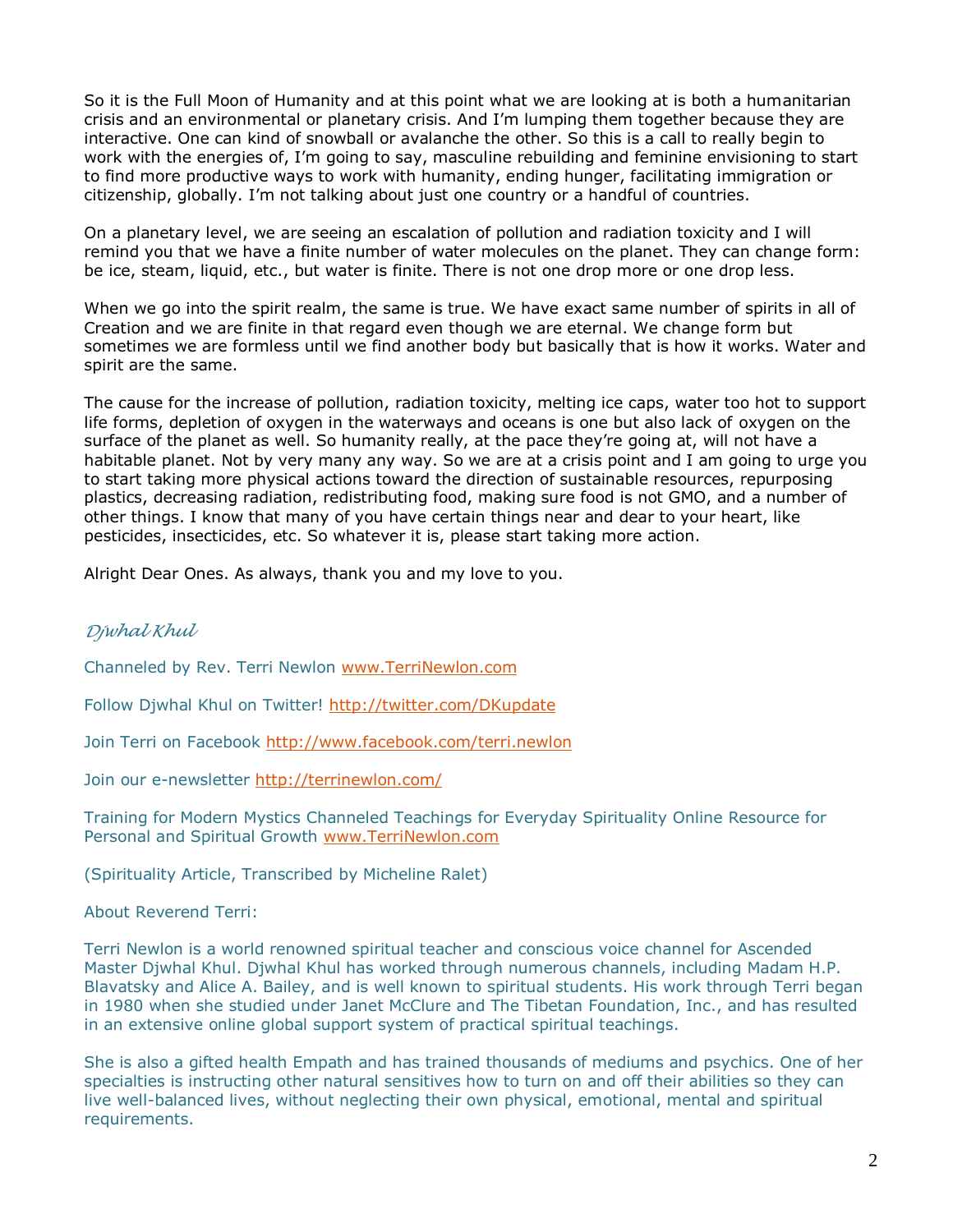So it is the Full Moon of Humanity and at this point what we are looking at is both a humanitarian crisis and an environmental or planetary crisis. And I'm lumping them together because they are interactive. One can kind of snowball or avalanche the other. So this is a call to really begin to work with the energies of, I'm going to say, masculine rebuilding and feminine envisioning to start to find more productive ways to work with humanity, ending hunger, facilitating immigration or citizenship, globally. I'm not talking about just one country or a handful of countries.

On a planetary level, we are seeing an escalation of pollution and radiation toxicity and I will remind you that we have a finite number of water molecules on the planet. They can change form: be ice, steam, liquid, etc., but water is finite. There is not one drop more or one drop less.

When we go into the spirit realm, the same is true. We have exact same number of spirits in all of Creation and we are finite in that regard even though we are eternal. We change form but sometimes we are formless until we find another body but basically that is how it works. Water and spirit are the same.

The cause for the increase of pollution, radiation toxicity, melting ice caps, water too hot to support life forms, depletion of oxygen in the waterways and oceans is one but also lack of oxygen on the surface of the planet as well. So humanity really, at the pace they're going at, will not have a habitable planet. Not by very many any way. So we are at a crisis point and I am going to urge you to start taking more physical actions toward the direction of sustainable resources, repurposing plastics, decreasing radiation, redistributing food, making sure food is not GMO, and a number of other things. I know that many of you have certain things near and dear to your heart, like pesticides, insecticides, etc. So whatever it is, please start taking more action.

Alright Dear Ones. As always, thank you and my love to you.

*Djwhal Khul*

Channeled by Rev. Terri Newlon www.TerriNewlon.com

Follow Djwhal Khul on Twitter! http://twitter.com/DKupdate

Join Terri on Facebook http://www.facebook.com/terri.newlon

Join our e-newsletter http://terrinewlon.com/

Training for Modern Mystics Channeled Teachings for Everyday Spirituality Online Resource for Personal and Spiritual Growth www.TerriNewlon.com

(Spirituality Article, Transcribed by Micheline Ralet)

About Reverend Terri:

Terri Newlon is a world renowned spiritual teacher and conscious voice channel for Ascended Master Djwhal Khul. Djwhal Khul has worked through numerous channels, including Madam H.P. Blavatsky and Alice A. Bailey, and is well known to spiritual students. His work through Terri began in 1980 when she studied under Janet McClure and The Tibetan Foundation, Inc., and has resulted in an extensive online global support system of practical spiritual teachings.

She is also a gifted health Empath and has trained thousands of mediums and psychics. One of her specialties is instructing other natural sensitives how to turn on and off their abilities so they can live well-balanced lives, without neglecting their own physical, emotional, mental and spiritual requirements.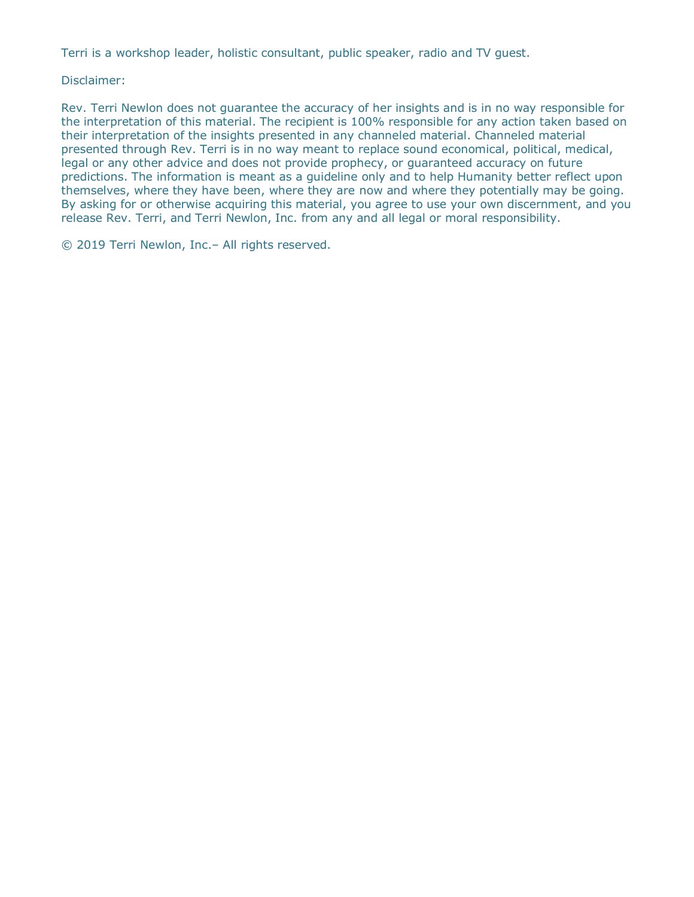Terri is a workshop leader, holistic consultant, public speaker, radio and TV guest.

Disclaimer:

Rev. Terri Newlon does not guarantee the accuracy of her insights and is in no way responsible for the interpretation of this material. The recipient is 100% responsible for any action taken based on their interpretation of the insights presented in any channeled material. Channeled material presented through Rev. Terri is in no way meant to replace sound economical, political, medical, legal or any other advice and does not provide prophecy, or guaranteed accuracy on future predictions. The information is meant as a guideline only and to help Humanity better reflect upon themselves, where they have been, where they are now and where they potentially may be going. By asking for or otherwise acquiring this material, you agree to use your own discernment, and you release Rev. Terri, and Terri Newlon, Inc. from any and all legal or moral responsibility.

© 2019 Terri Newlon, Inc.– All rights reserved.